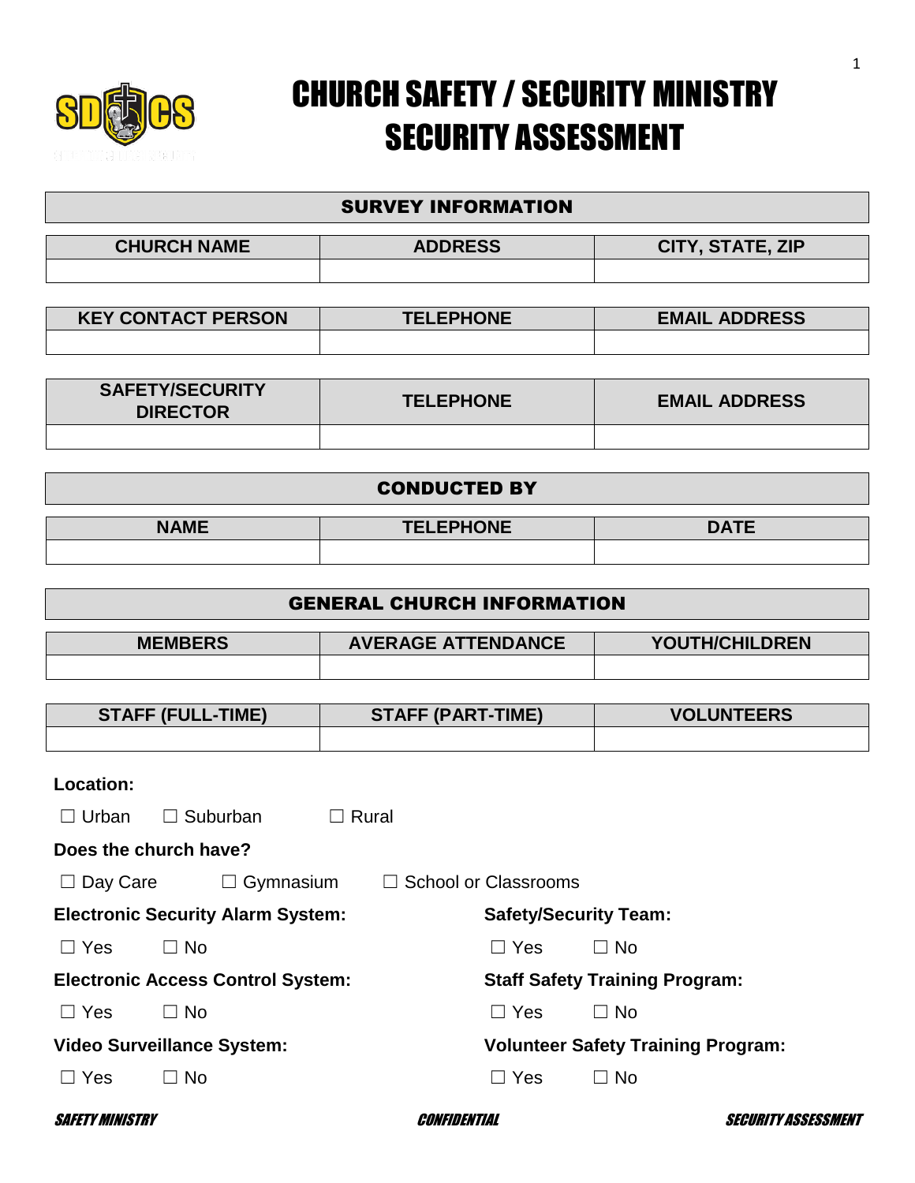# CHURCH SAFETY / SECURITY MINISTRY SECURITY ASSESSMENT

## SURVEY INFORMATION

| CHURCH NAME | ADDRESS | CITY, STATE, ZIP |
|---|---|---|
| | | |

| KEY CONTACT PERSON | TELEPHONE | EMAIL ADDRESS |
|---|---|---|
| | | |

| SAFETY/SECURITY DIRECTOR | TELEPHONE | EMAIL ADDRESS |
|---|---|---|
| | | |

## CONDUCTED BY

| NAME | TELEPHONE | DATE |
|---|---|---|
| | | |

## GENERAL CHURCH INFORMATION

| MEMBERS | AVERAGE ATTENDANCE | YOUTH/CHILDREN |
|---|---|---|
| | | |

| STAFF (FULL-TIME) | STAFF (PART-TIME) | VOLUNTEERS |
|---|---|---|
| | | |

**Location:**

☐ Urban ☐ Suburban ☐ Rural

**Does the church have?**

☐ Day Care ☐ Gymnasium ☐ School or Classrooms

**Electronic Security Alarm System:**

☐ Yes ☐ No

**Electronic Access Control System:**

☐ Yes ☐ No

**Video Surveillance System:**

☐ Yes ☐ No

**Safety/Security Team:**

☐ Yes ☐ No

**Staff Safety Training Program:**

☐ Yes ☐ No

**Volunteer Safety Training Program:**

☐ Yes ☐ No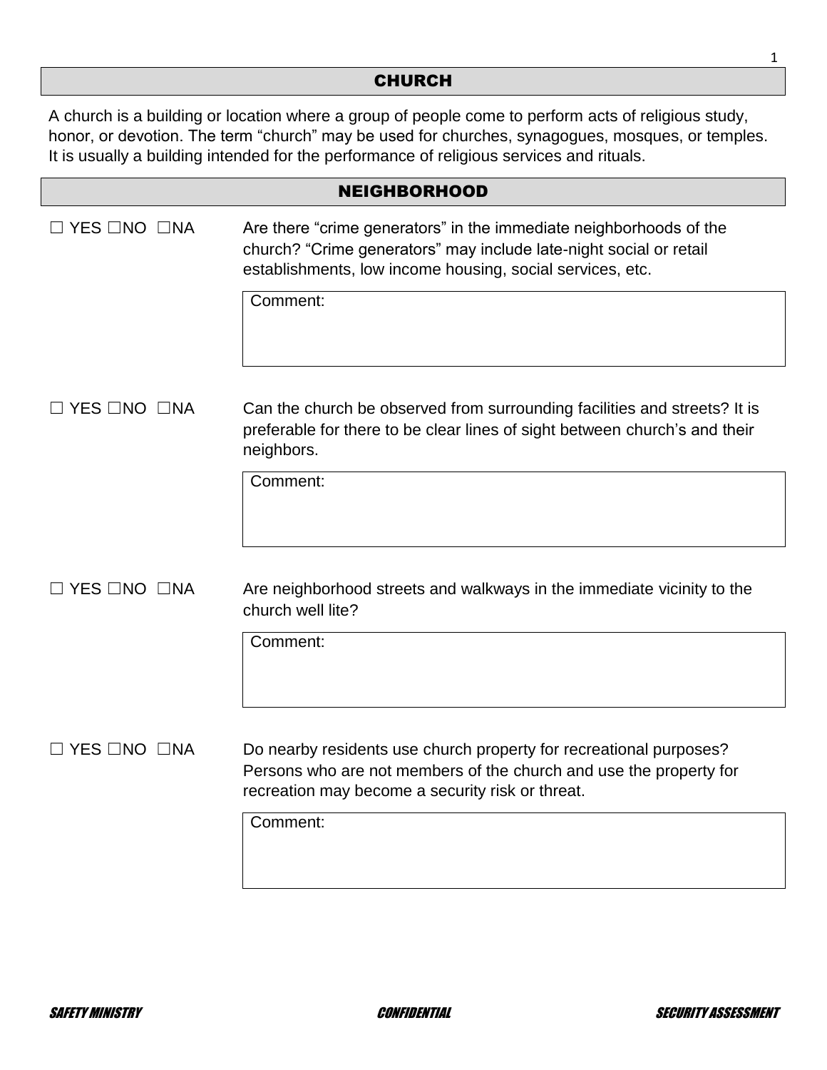## CHURCH

A church is a building or location where a group of people come to perform acts of religious study, honor, or devotion. The term “church” may be used for churches, synagogues, mosques, or temples. It is usually a building intended for the performance of religious services and rituals.

## NEIGHBORHOOD

☐ YES ☐NO ☐NA

Are there “crime generators” in the immediate neighborhoods of the church? “Crime generators” may include late-night social or retail establishments, low income housing, social services, etc.

Comment:

☐ YES ☐NO ☐NA

Can the church be observed from surrounding facilities and streets? It is preferable for there to be clear lines of sight between church’s and their neighbors.

Comment:

☐ YES ☐NO ☐NA

Are neighborhood streets and walkways in the immediate vicinity to the church well lite?

Comment:

☐ YES ☐NO ☐NA

Do nearby residents use church property for recreational purposes? Persons who are not members of the church and use the property for recreation may become a security risk or threat.

Comment: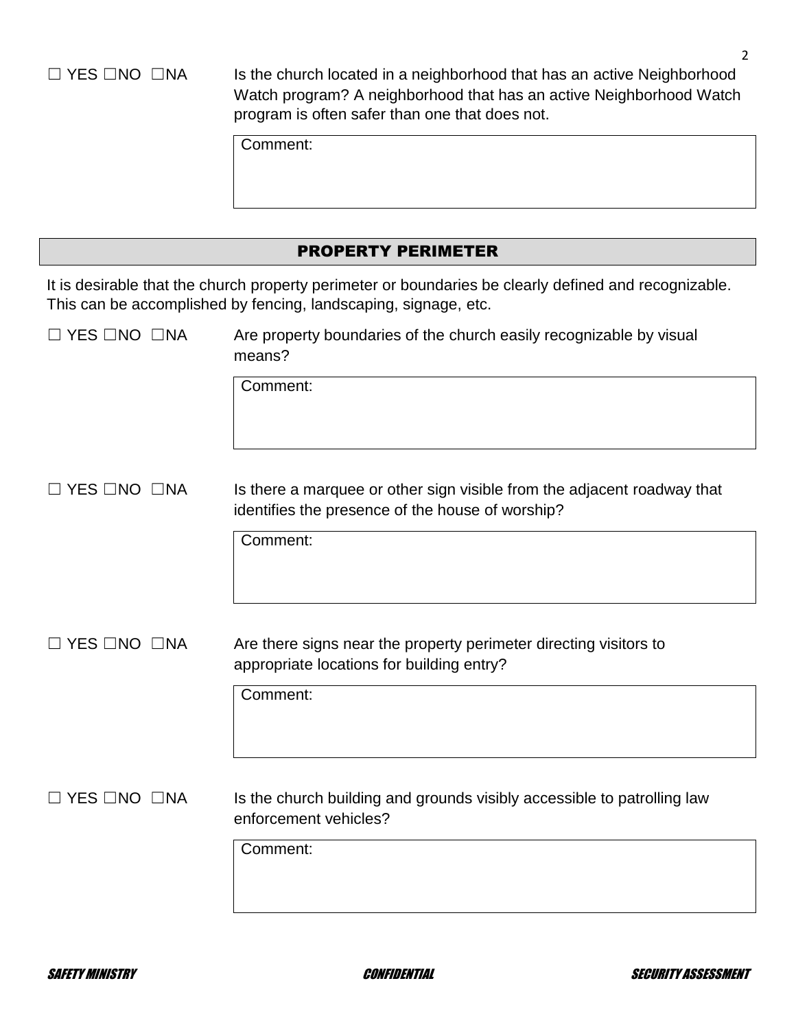☐ YES ☐NO ☐NA

Is the church located in a neighborhood that has an active Neighborhood Watch program? A neighborhood that has an active Neighborhood Watch program is often safer than one that does not.

Comment:

## PROPERTY PERIMETER

It is desirable that the church property perimeter or boundaries be clearly defined and recognizable. This can be accomplished by fencing, landscaping, signage, etc.

☐ YES ☐NO ☐NA

Are property boundaries of the church easily recognizable by visual means?

Comment:

☐ YES ☐NO ☐NA

Is there a marquee or other sign visible from the adjacent roadway that identifies the presence of the house of worship?

Comment:

☐ YES ☐NO ☐NA

Are there signs near the property perimeter directing visitors to appropriate locations for building entry?

Comment:

☐ YES ☐NO ☐NA

Is the church building and grounds visibly accessible to patrolling law enforcement vehicles?

Comment: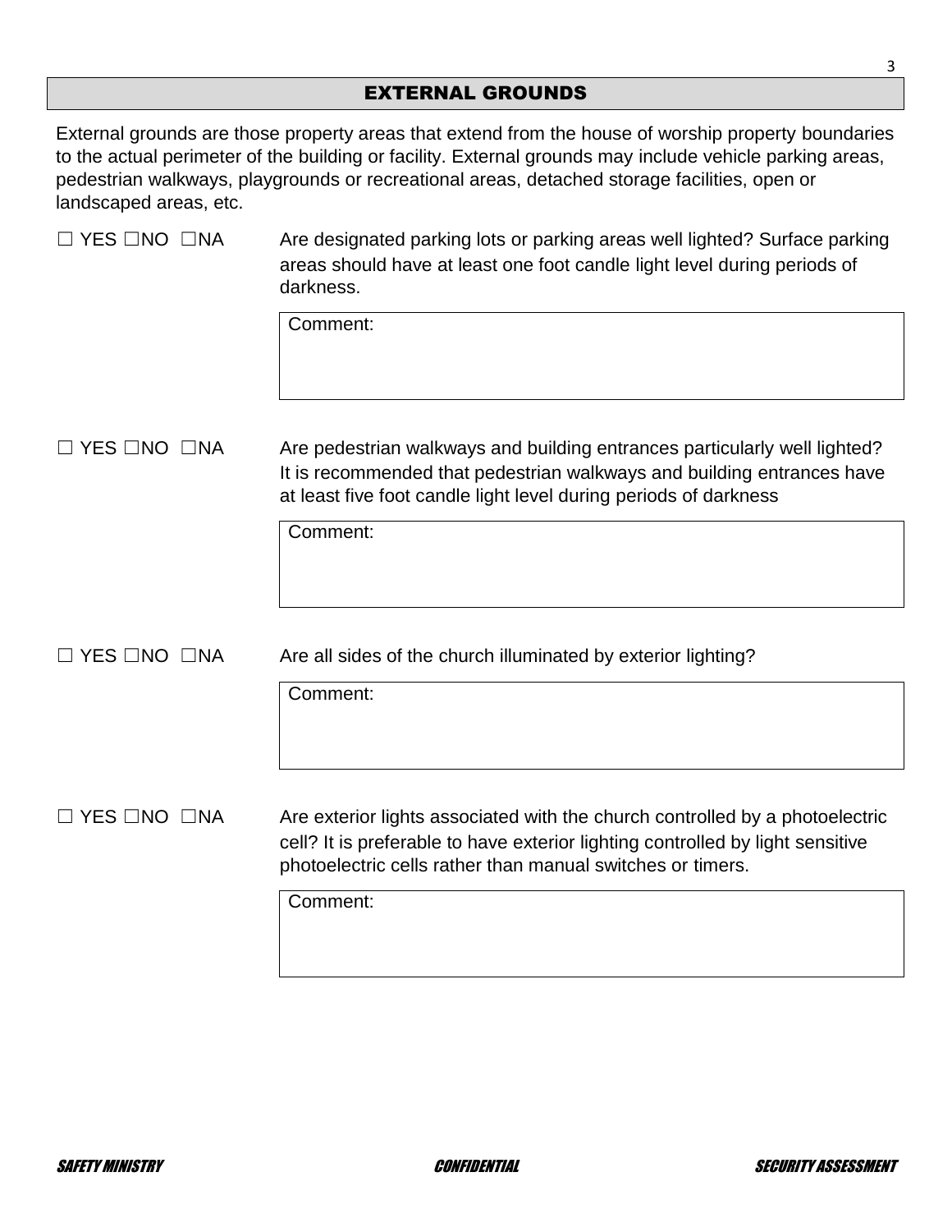## EXTERNAL GROUNDS

External grounds are those property areas that extend from the house of worship property boundaries to the actual perimeter of the building or facility. External grounds may include vehicle parking areas, pedestrian walkways, playgrounds or recreational areas, detached storage facilities, open or landscaped areas, etc.

☐ YES ☐NO ☐NA Are designated parking lots or parking areas well lighted? Surface parking areas should have at least one foot candle light level during periods of darkness.

Comment:

☐ YES ☐NO ☐NA Are pedestrian walkways and building entrances particularly well lighted? It is recommended that pedestrian walkways and building entrances have at least five foot candle light level during periods of darkness

Comment:

☐ YES ☐NO ☐NA Are all sides of the church illuminated by exterior lighting?

Comment:

☐ YES ☐NO ☐NA Are exterior lights associated with the church controlled by a photoelectric cell? It is preferable to have exterior lighting controlled by light sensitive photoelectric cells rather than manual switches or timers.

Comment: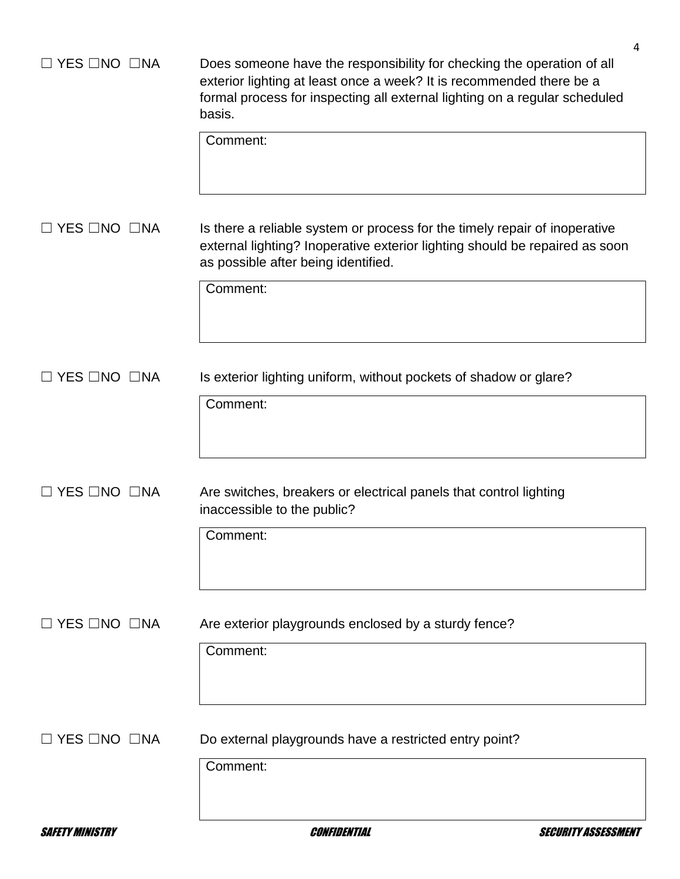☐ YES ☐NO ☐NA

Does someone have the responsibility for checking the operation of all exterior lighting at least once a week? It is recommended there be a formal process for inspecting all external lighting on a regular scheduled basis.

Comment:

☐ YES ☐NO ☐NA

Is there a reliable system or process for the timely repair of inoperative external lighting? Inoperative exterior lighting should be repaired as soon as possible after being identified.

Comment:

☐ YES ☐NO ☐NA

Is exterior lighting uniform, without pockets of shadow or glare?

Comment:

☐ YES ☐NO ☐NA

Are switches, breakers or electrical panels that control lighting inaccessible to the public?

Comment:

☐ YES ☐NO ☐NA

Are exterior playgrounds enclosed by a sturdy fence?

Comment:

☐ YES ☐NO ☐NA

Do external playgrounds have a restricted entry point?

Comment: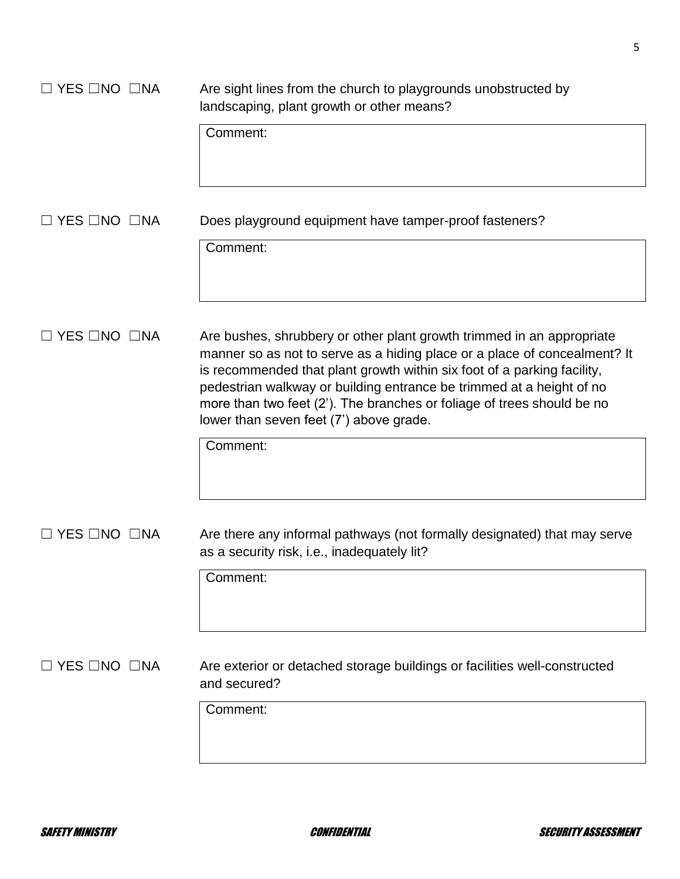☐ YES ☐NO ☐NA Are sight lines from the church to playgrounds unobstructed by landscaping, plant growth or other means?

Comment:

☐ YES ☐NO ☐NA Does playground equipment have tamper-proof fasteners?

Comment:

☐ YES ☐NO ☐NA Are bushes, shrubbery or other plant growth trimmed in an appropriate manner so as not to serve as a hiding place or a place of concealment? It is recommended that plant growth within six foot of a parking facility, pedestrian walkway or building entrance be trimmed at a height of no more than two feet (2'). The branches or foliage of trees should be no lower than seven feet (7') above grade.

Comment:

☐ YES ☐NO ☐NA Are there any informal pathways (not formally designated) that may serve as a security risk, i.e., inadequately lit?

Comment:

☐ YES ☐NO ☐NA Are exterior or detached storage buildings or facilities well-constructed and secured?

Comment: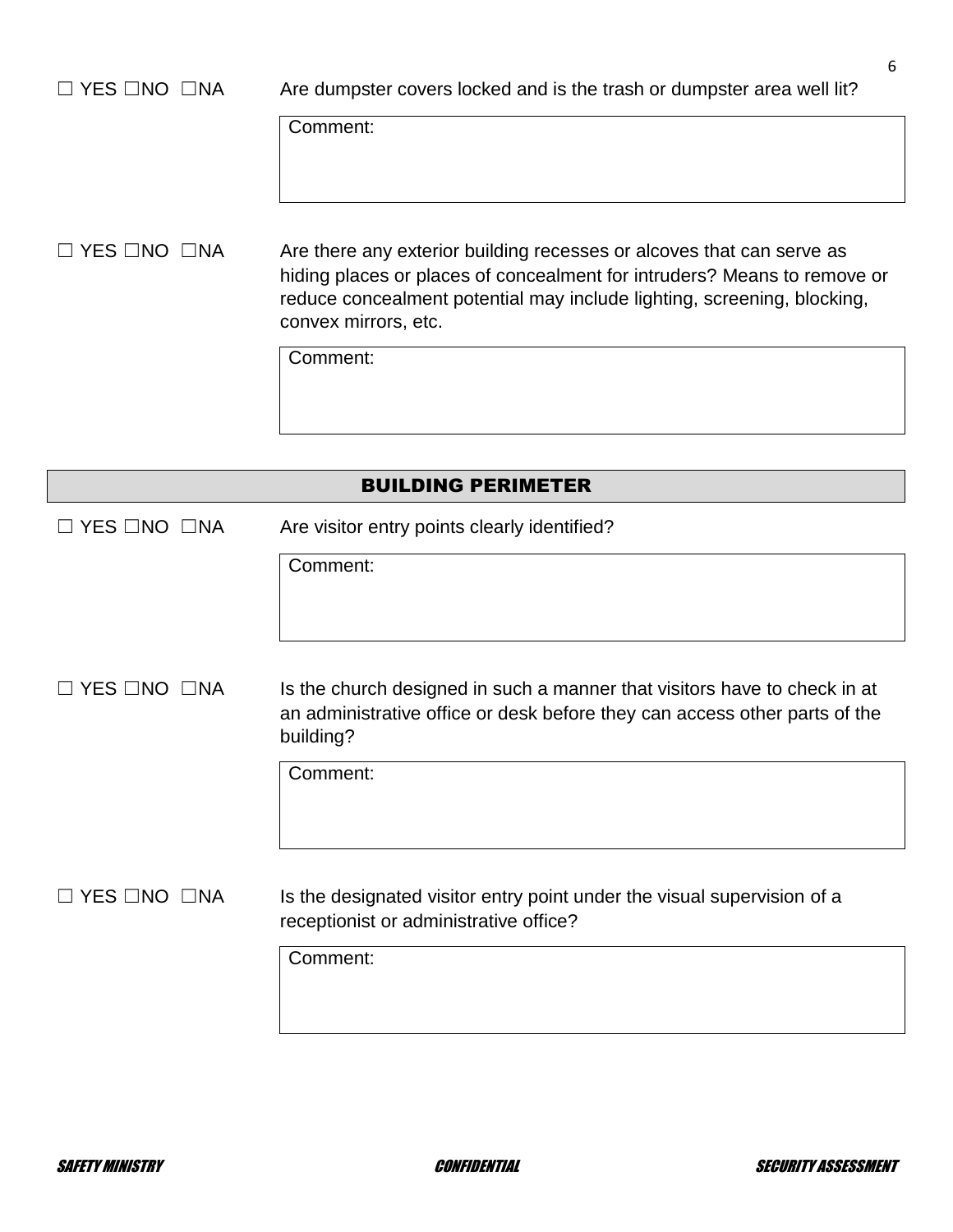☐ YES ☐NO ☐NA Are dumpster covers locked and is the trash or dumpster area well lit?

Comment:

☐ YES ☐NO ☐NA Are there any exterior building recesses or alcoves that can serve as hiding places or places of concealment for intruders? Means to remove or reduce concealment potential may include lighting, screening, blocking, convex mirrors, etc.

Comment:

## BUILDING PERIMETER

☐ YES ☐NO ☐NA Are visitor entry points clearly identified?

Comment:

☐ YES ☐NO ☐NA Is the church designed in such a manner that visitors have to check in at an administrative office or desk before they can access other parts of the building?

Comment:

☐ YES ☐NO ☐NA Is the designated visitor entry point under the visual supervision of a receptionist or administrative office?

Comment: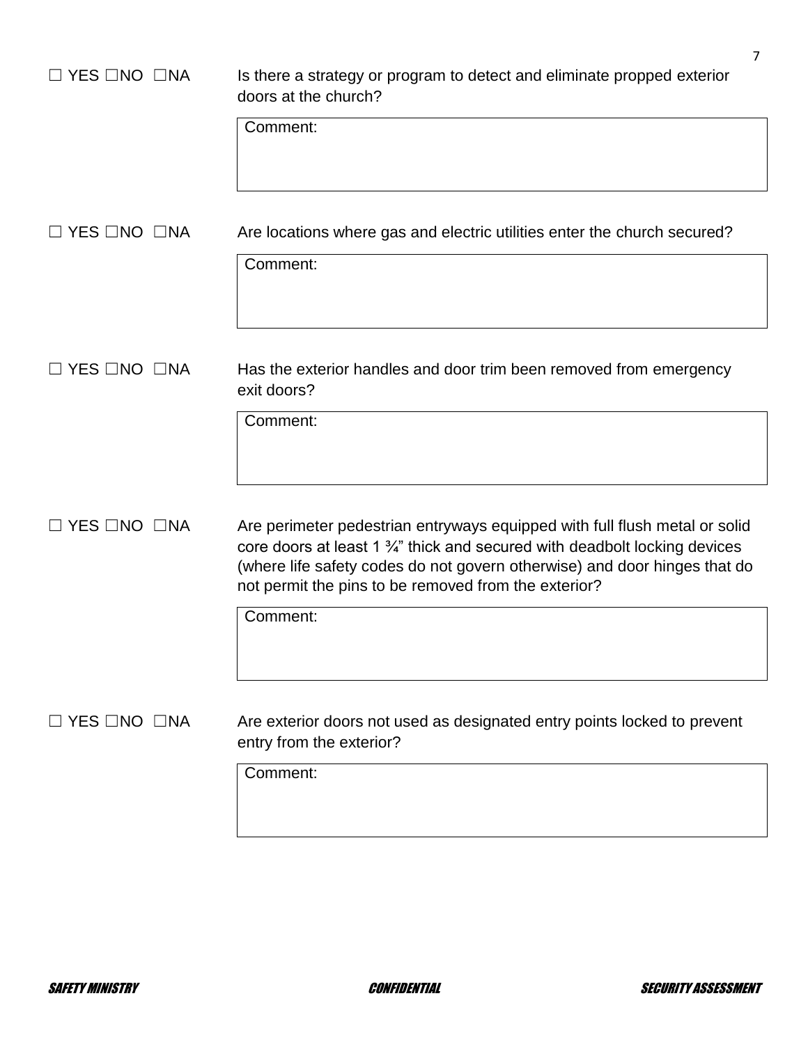☐ YES ☐NO ☐NA Is there a strategy or program to detect and eliminate propped exterior doors at the church?

| Comment: |
|---|

☐ YES ☐NO ☐NA Are locations where gas and electric utilities enter the church secured?

| Comment: |
|---|

☐ YES ☐NO ☐NA Has the exterior handles and door trim been removed from emergency exit doors?

| Comment: |
|---|

☐ YES ☐NO ☐NA Are perimeter pedestrian entryways equipped with full flush metal or solid core doors at least 1 ¾" thick and secured with deadbolt locking devices (where life safety codes do not govern otherwise) and door hinges that do not permit the pins to be removed from the exterior?

| Comment: |
|---|

☐ YES ☐NO ☐NA Are exterior doors not used as designated entry points locked to prevent entry from the exterior?

| Comment: |
|---|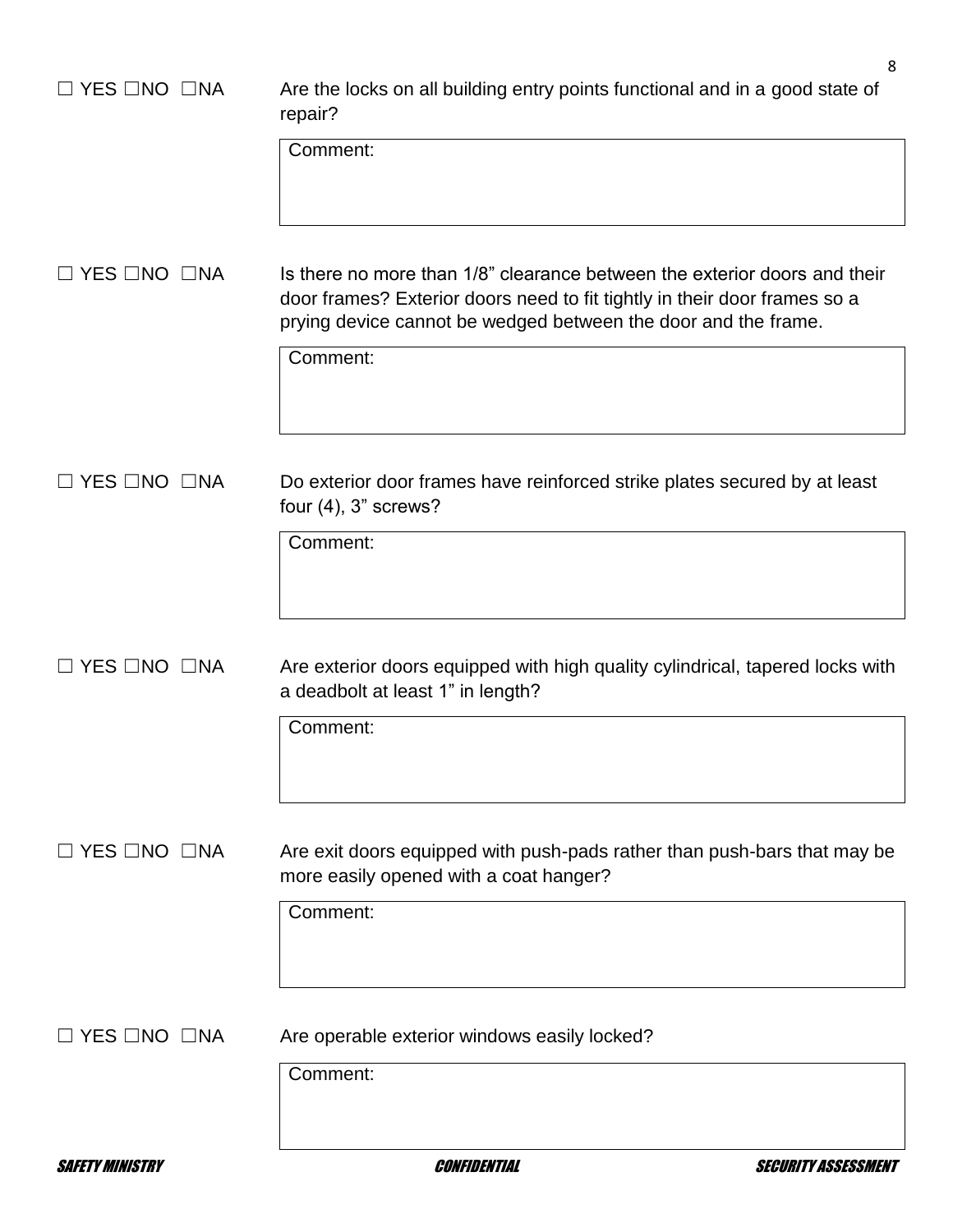☐ YES ☐NO ☐NA Are the locks on all building entry points functional and in a good state of repair?

Comment:

☐ YES ☐NO ☐NA Is there no more than 1/8” clearance between the exterior doors and their door frames? Exterior doors need to fit tightly in their door frames so a prying device cannot be wedged between the door and the frame.

Comment:

☐ YES ☐NO ☐NA Do exterior door frames have reinforced strike plates secured by at least four (4), 3” screws?

Comment:

☐ YES ☐NO ☐NA Are exterior doors equipped with high quality cylindrical, tapered locks with a deadbolt at least 1” in length?

Comment:

☐ YES ☐NO ☐NA Are exit doors equipped with push-pads rather than push-bars that may be more easily opened with a coat hanger?

Comment:

☐ YES ☐NO ☐NA Are operable exterior windows easily locked?

Comment: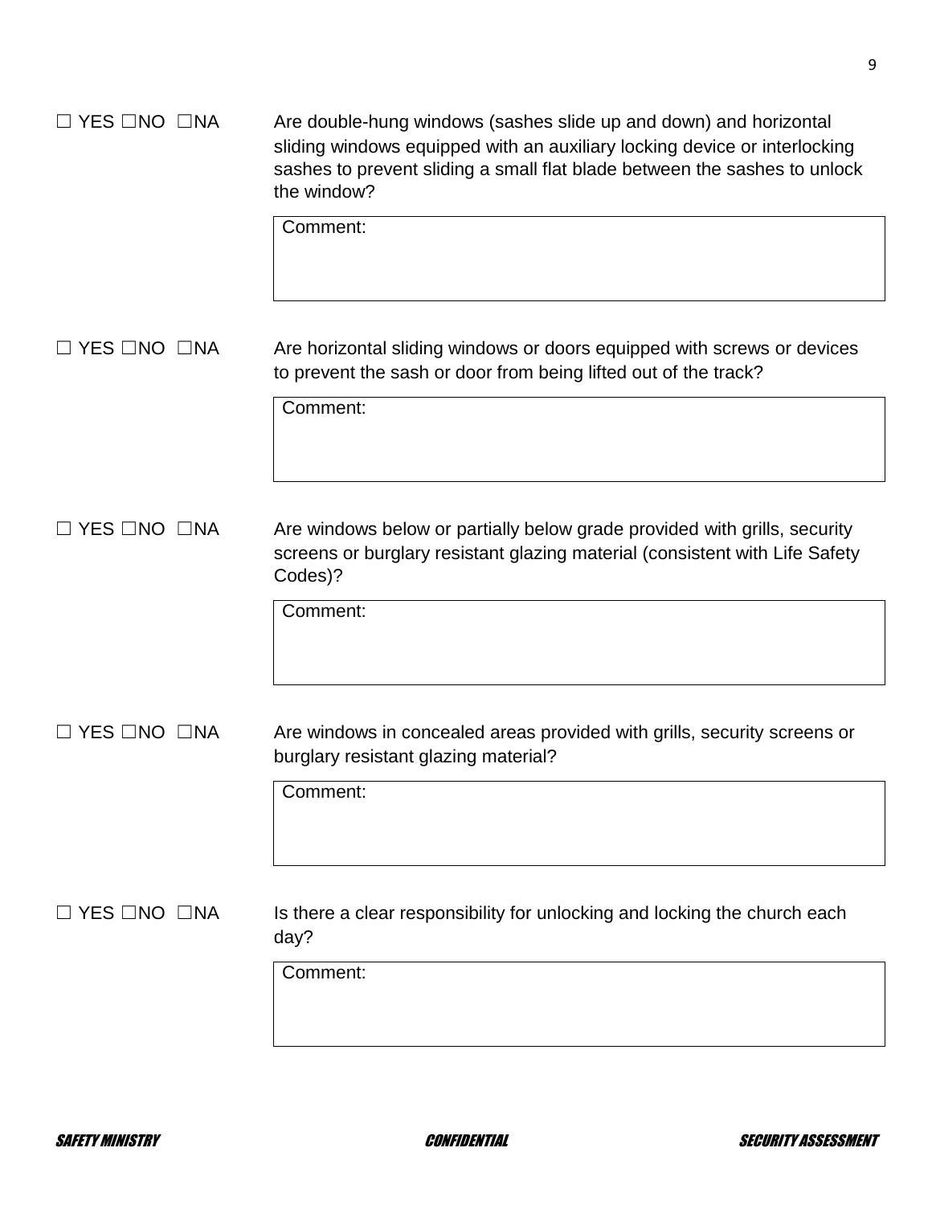☐ YES ☐NO ☐NA Are double-hung windows (sashes slide up and down) and horizontal sliding windows equipped with an auxiliary locking device or interlocking sashes to prevent sliding a small flat blade between the sashes to unlock the window?

Comment:

☐ YES ☐NO ☐NA Are horizontal sliding windows or doors equipped with screws or devices to prevent the sash or door from being lifted out of the track?

Comment:

☐ YES ☐NO ☐NA Are windows below or partially below grade provided with grills, security screens or burglary resistant glazing material (consistent with Life Safety Codes)?

Comment:

☐ YES ☐NO ☐NA Are windows in concealed areas provided with grills, security screens or burglary resistant glazing material?

Comment:

☐ YES ☐NO ☐NA Is there a clear responsibility for unlocking and locking the church each day?

Comment: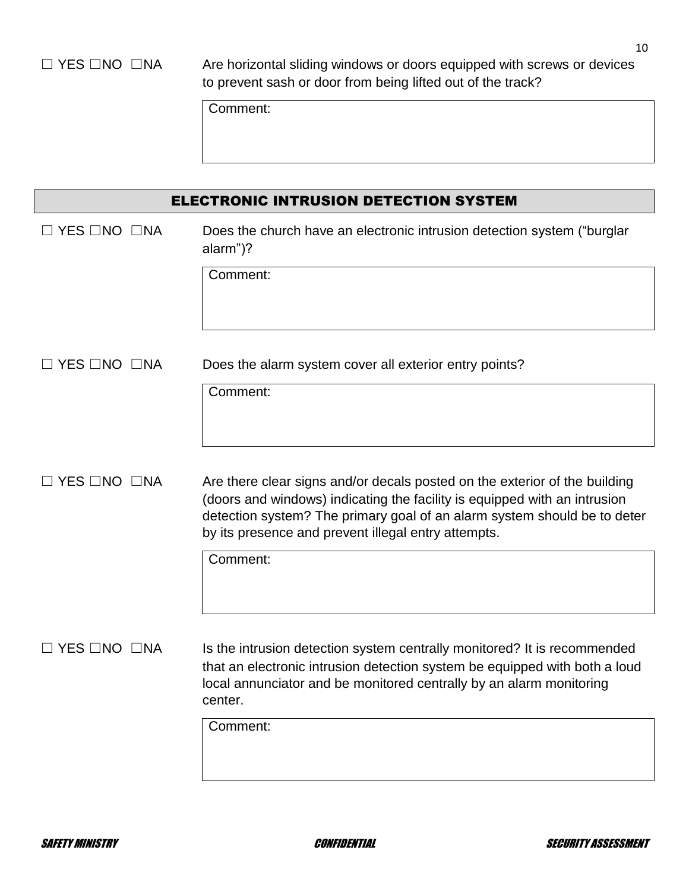☐ YES ☐NO ☐NA Are horizontal sliding windows or doors equipped with screws or devices to prevent sash or door from being lifted out of the track?

Comment:

## ELECTRONIC INTRUSION DETECTION SYSTEM

☐ YES ☐NO ☐NA Does the church have an electronic intrusion detection system ("burglar alarm")?

Comment:

☐ YES ☐NO ☐NA Does the alarm system cover all exterior entry points?

Comment:

☐ YES ☐NO ☐NA Are there clear signs and/or decals posted on the exterior of the building (doors and windows) indicating the facility is equipped with an intrusion detection system? The primary goal of an alarm system should be to deter by its presence and prevent illegal entry attempts.

Comment:

☐ YES ☐NO ☐NA Is the intrusion detection system centrally monitored? It is recommended that an electronic intrusion detection system be equipped with both a loud local annunciator and be monitored centrally by an alarm monitoring center.

Comment: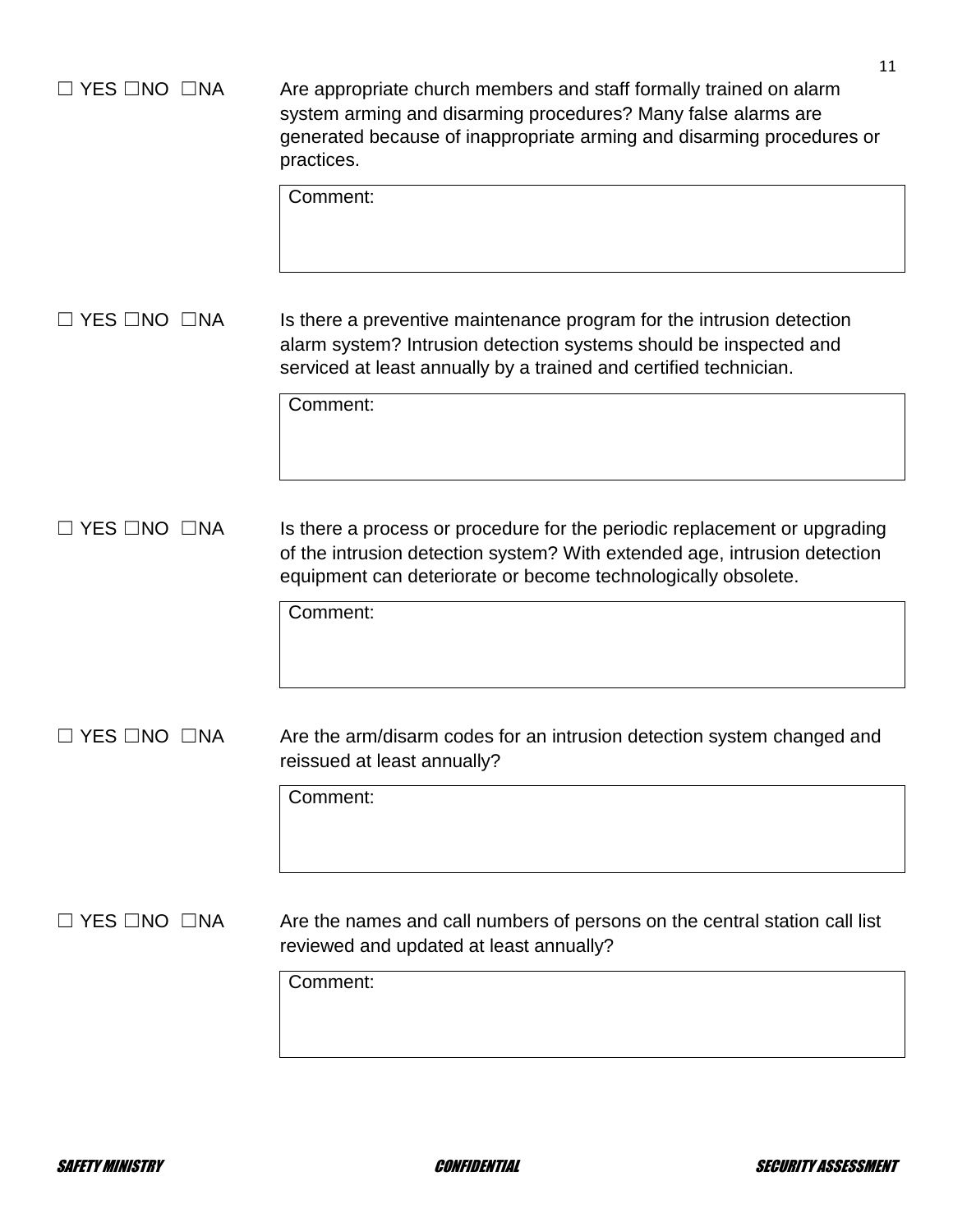☐ YES ☐NO ☐NA

Are appropriate church members and staff formally trained on alarm system arming and disarming procedures? Many false alarms are generated because of inappropriate arming and disarming procedures or practices.

Comment:

☐ YES ☐NO ☐NA

Is there a preventive maintenance program for the intrusion detection alarm system? Intrusion detection systems should be inspected and serviced at least annually by a trained and certified technician.

Comment:

☐ YES ☐NO ☐NA

Is there a process or procedure for the periodic replacement or upgrading of the intrusion detection system? With extended age, intrusion detection equipment can deteriorate or become technologically obsolete.

Comment:

☐ YES ☐NO ☐NA

Are the arm/disarm codes for an intrusion detection system changed and reissued at least annually?

Comment:

☐ YES ☐NO ☐NA

Are the names and call numbers of persons on the central station call list reviewed and updated at least annually?

Comment: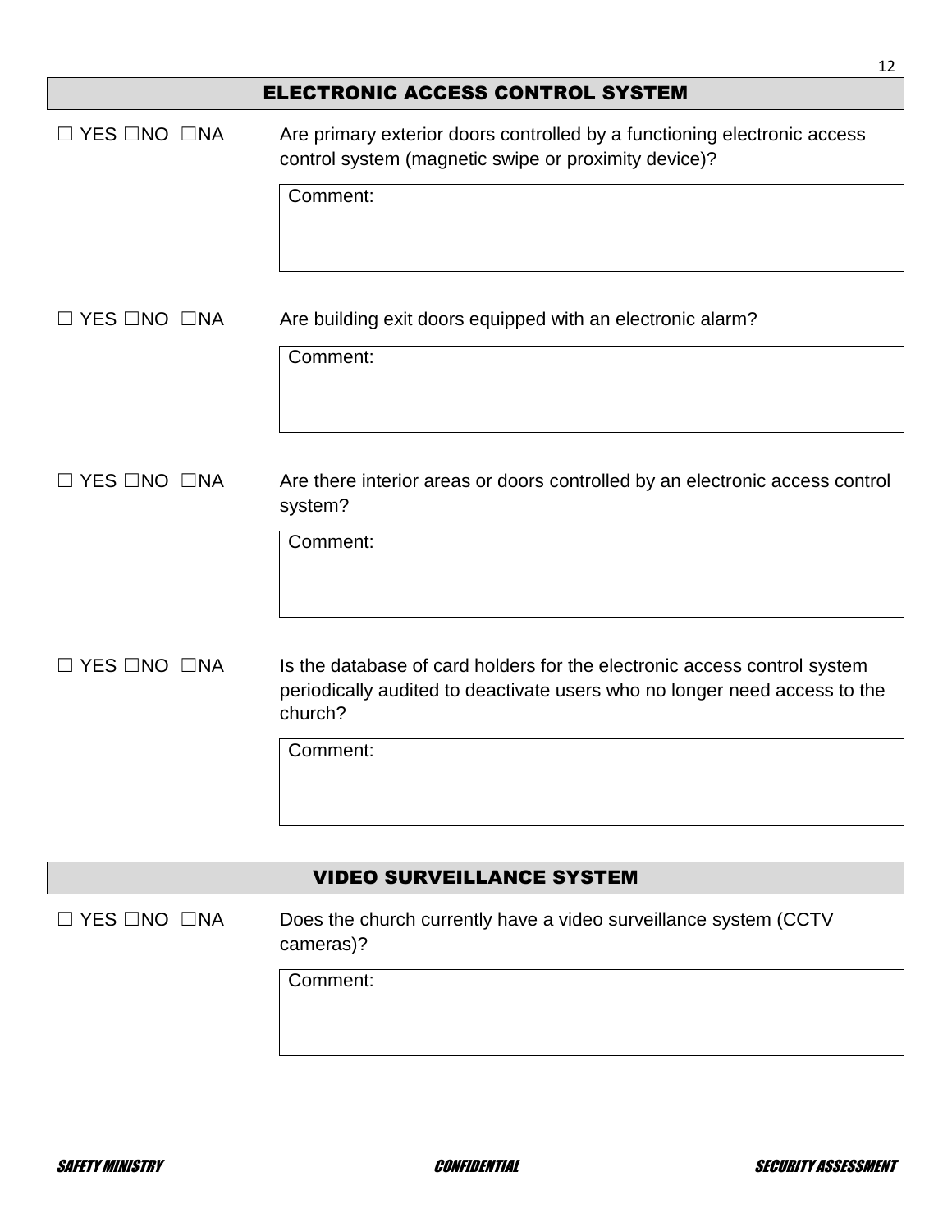## ELECTRONIC ACCESS CONTROL SYSTEM

☐ YES ☐NO ☐NA  Are primary exterior doors controlled by a functioning electronic access control system (magnetic swipe or proximity device)?

Comment:

☐ YES ☐NO ☐NA  Are building exit doors equipped with an electronic alarm?

Comment:

☐ YES ☐NO ☐NA  Are there interior areas or doors controlled by an electronic access control system?

Comment:

☐ YES ☐NO ☐NA  Is the database of card holders for the electronic access control system periodically audited to deactivate users who no longer need access to the church?

Comment:

## VIDEO SURVEILLANCE SYSTEM

☐ YES ☐NO ☐NA  Does the church currently have a video surveillance system (CCTV cameras)?

Comment: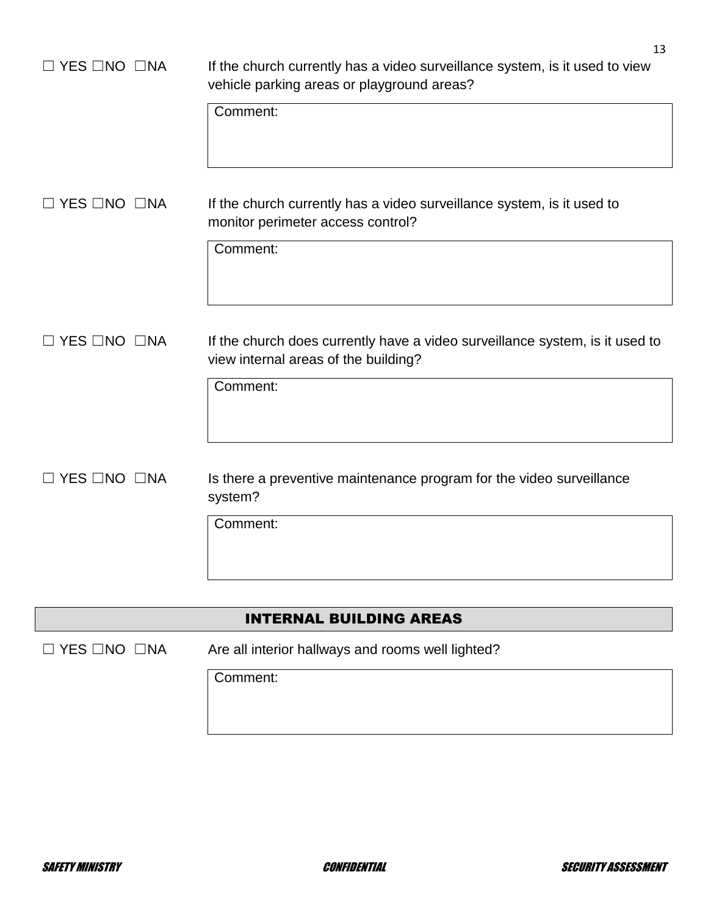☐ YES ☐NO ☐NA If the church currently has a video surveillance system, is it used to view vehicle parking areas or playground areas?

Comment:

☐ YES ☐NO ☐NA If the church currently has a video surveillance system, is it used to monitor perimeter access control?

Comment:

☐ YES ☐NO ☐NA If the church does currently have a video surveillance system, is it used to view internal areas of the building?

Comment:

☐ YES ☐NO ☐NA Is there a preventive maintenance program for the video surveillance system?

Comment:

## INTERNAL BUILDING AREAS

☐ YES ☐NO ☐NA Are all interior hallways and rooms well lighted?

Comment: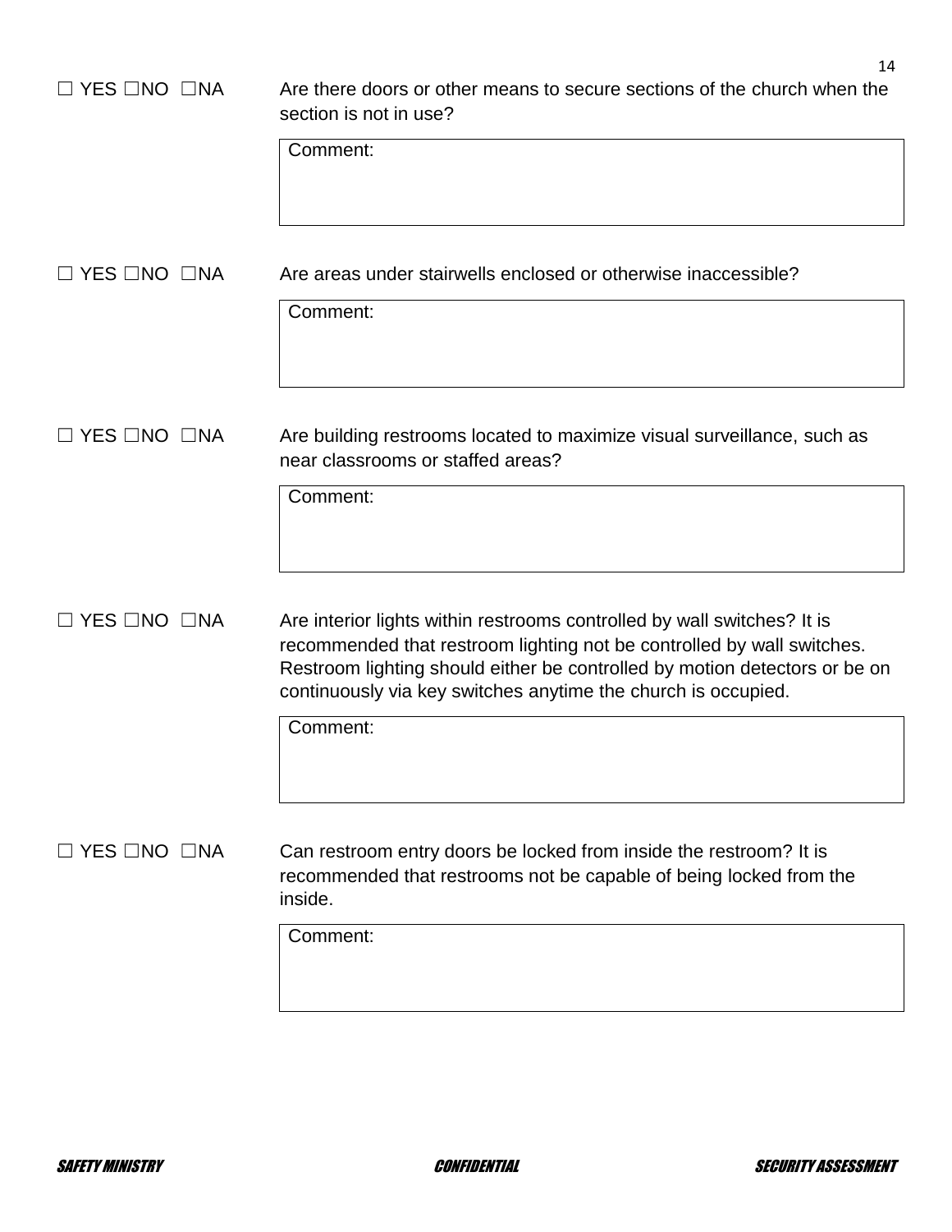☐ YES ☐NO ☐NA Are there doors or other means to secure sections of the church when the section is not in use?

Comment:

☐ YES ☐NO ☐NA Are areas under stairwells enclosed or otherwise inaccessible?

Comment:

☐ YES ☐NO ☐NA Are building restrooms located to maximize visual surveillance, such as near classrooms or staffed areas?

Comment:

☐ YES ☐NO ☐NA Are interior lights within restrooms controlled by wall switches? It is recommended that restroom lighting not be controlled by wall switches. Restroom lighting should either be controlled by motion detectors or be on continuously via key switches anytime the church is occupied.

Comment:

☐ YES ☐NO ☐NA Can restroom entry doors be locked from inside the restroom? It is recommended that restrooms not be capable of being locked from the inside.

Comment: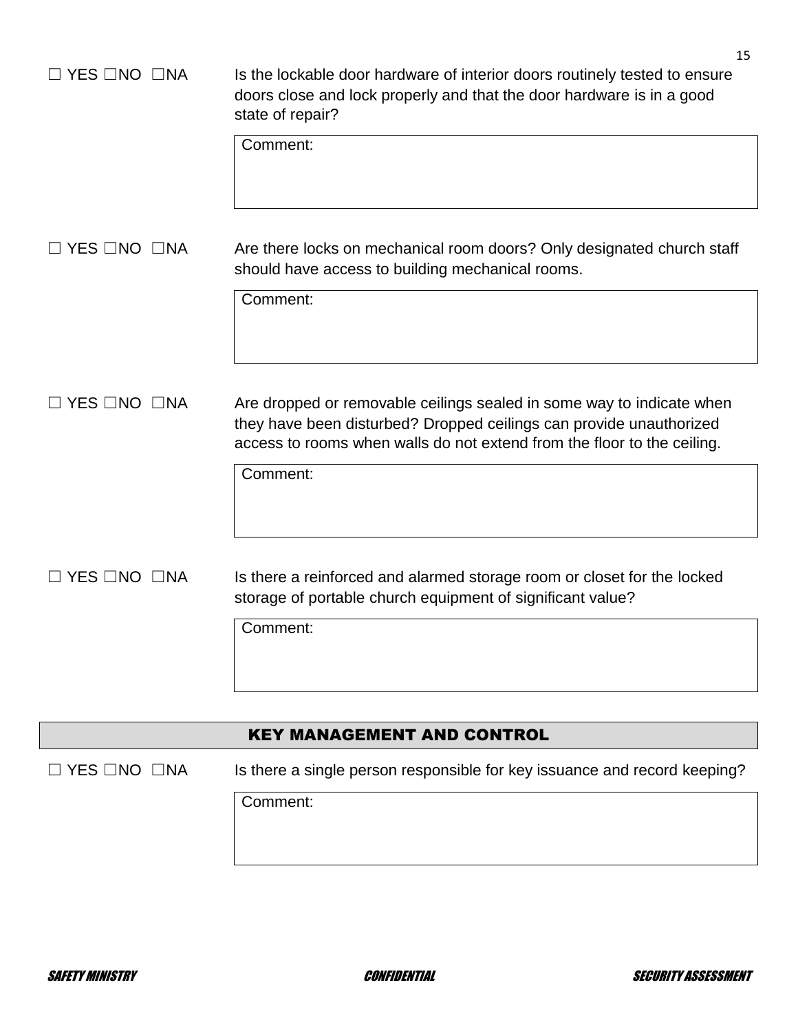☐ YES ☐NO ☐NA Is the lockable door hardware of interior doors routinely tested to ensure doors close and lock properly and that the door hardware is in a good state of repair?

Comment:

☐ YES ☐NO ☐NA Are there locks on mechanical room doors? Only designated church staff should have access to building mechanical rooms.

Comment:

☐ YES ☐NO ☐NA Are dropped or removable ceilings sealed in some way to indicate when they have been disturbed? Dropped ceilings can provide unauthorized access to rooms when walls do not extend from the floor to the ceiling.

Comment:

☐ YES ☐NO ☐NA Is there a reinforced and alarmed storage room or closet for the locked storage of portable church equipment of significant value?

Comment:

## KEY MANAGEMENT AND CONTROL

☐ YES ☐NO ☐NA Is there a single person responsible for key issuance and record keeping?

Comment: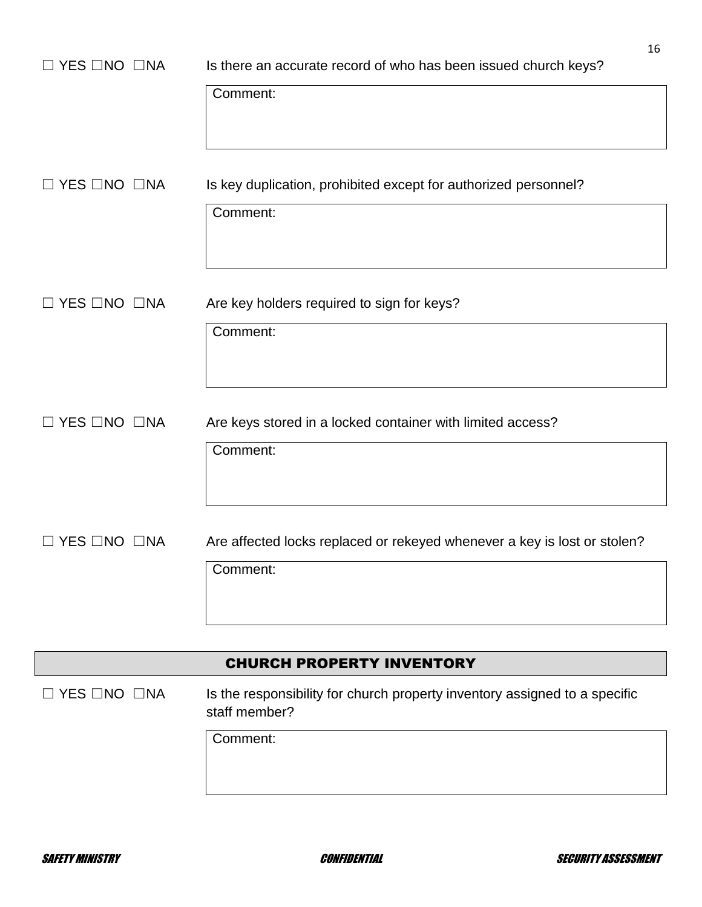☐ YES ☐NO ☐NA Is there an accurate record of who has been issued church keys?

Comment:

☐ YES ☐NO ☐NA Is key duplication, prohibited except for authorized personnel?

Comment:

☐ YES ☐NO ☐NA Are key holders required to sign for keys?

Comment:

☐ YES ☐NO ☐NA Are keys stored in a locked container with limited access?

Comment:

☐ YES ☐NO ☐NA Are affected locks replaced or rekeyed whenever a key is lost or stolen?

Comment:

## CHURCH PROPERTY INVENTORY

☐ YES ☐NO ☐NA Is the responsibility for church property inventory assigned to a specific staff member?

Comment: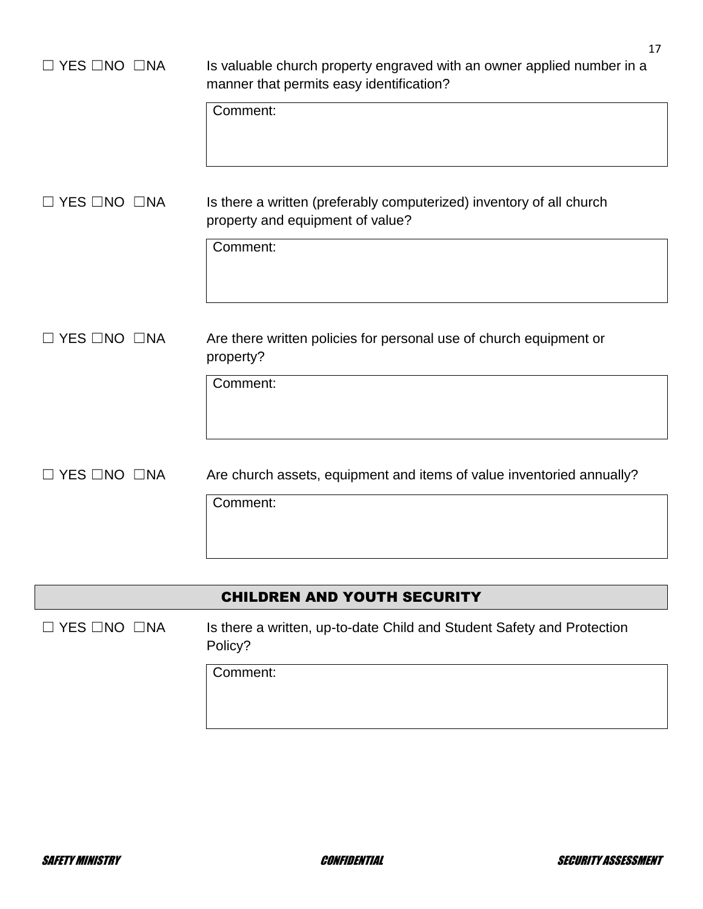☐ YES ☐NO ☐NA Is valuable church property engraved with an owner applied number in a manner that permits easy identification?

Comment:

☐ YES ☐NO ☐NA Is there a written (preferably computerized) inventory of all church property and equipment of value?

Comment:

☐ YES ☐NO ☐NA Are there written policies for personal use of church equipment or property?

Comment:

☐ YES ☐NO ☐NA Are church assets, equipment and items of value inventoried annually?

Comment:

## CHILDREN AND YOUTH SECURITY

☐ YES ☐NO ☐NA Is there a written, up-to-date Child and Student Safety and Protection Policy?

Comment: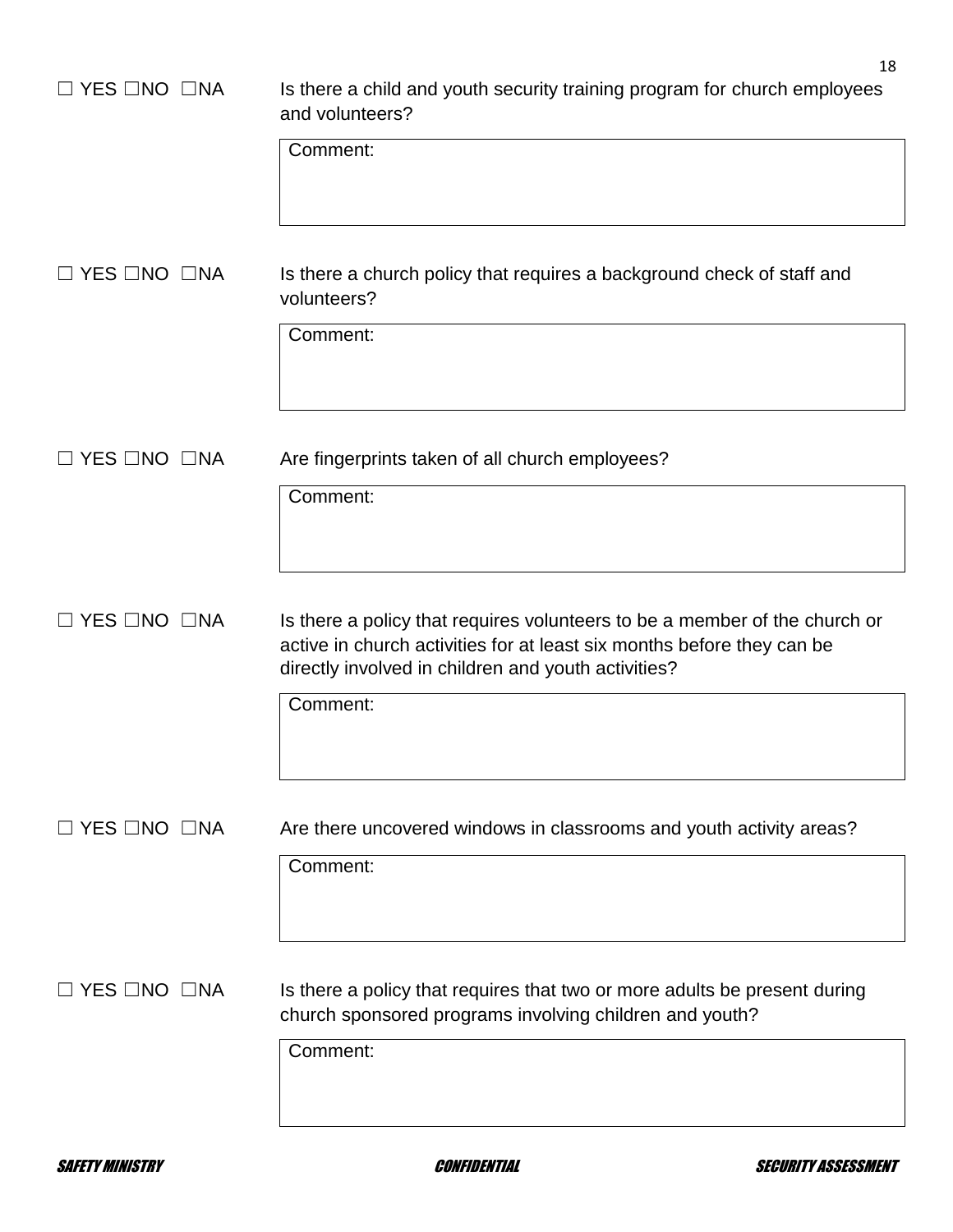☐ YES ☐NO ☐NA Is there a child and youth security training program for church employees and volunteers?

Comment:

☐ YES ☐NO ☐NA Is there a church policy that requires a background check of staff and volunteers?

Comment:

☐ YES ☐NO ☐NA Are fingerprints taken of all church employees?

Comment:

☐ YES ☐NO ☐NA Is there a policy that requires volunteers to be a member of the church or active in church activities for at least six months before they can be directly involved in children and youth activities?

Comment:

☐ YES ☐NO ☐NA Are there uncovered windows in classrooms and youth activity areas?

Comment:

☐ YES ☐NO ☐NA Is there a policy that requires that two or more adults be present during church sponsored programs involving children and youth?

Comment: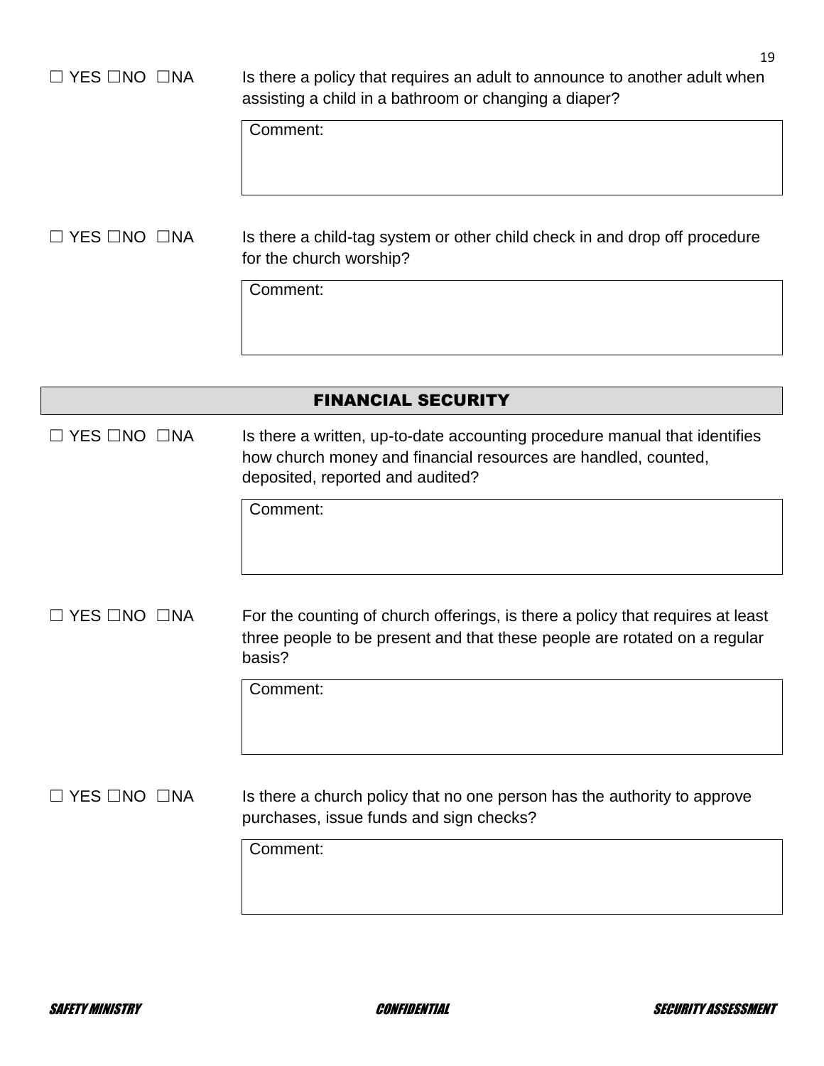☐ YES ☐NO ☐NA

Is there a policy that requires an adult to announce to another adult when assisting a child in a bathroom or changing a diaper?

Comment:

☐ YES ☐NO ☐NA

Is there a child-tag system or other child check in and drop off procedure for the church worship?

Comment:

## FINANCIAL SECURITY

☐ YES ☐NO ☐NA

Is there a written, up-to-date accounting procedure manual that identifies how church money and financial resources are handled, counted, deposited, reported and audited?

Comment:

☐ YES ☐NO ☐NA

For the counting of church offerings, is there a policy that requires at least three people to be present and that these people are rotated on a regular basis?

Comment:

☐ YES ☐NO ☐NA

Is there a church policy that no one person has the authority to approve purchases, issue funds and sign checks?

Comment: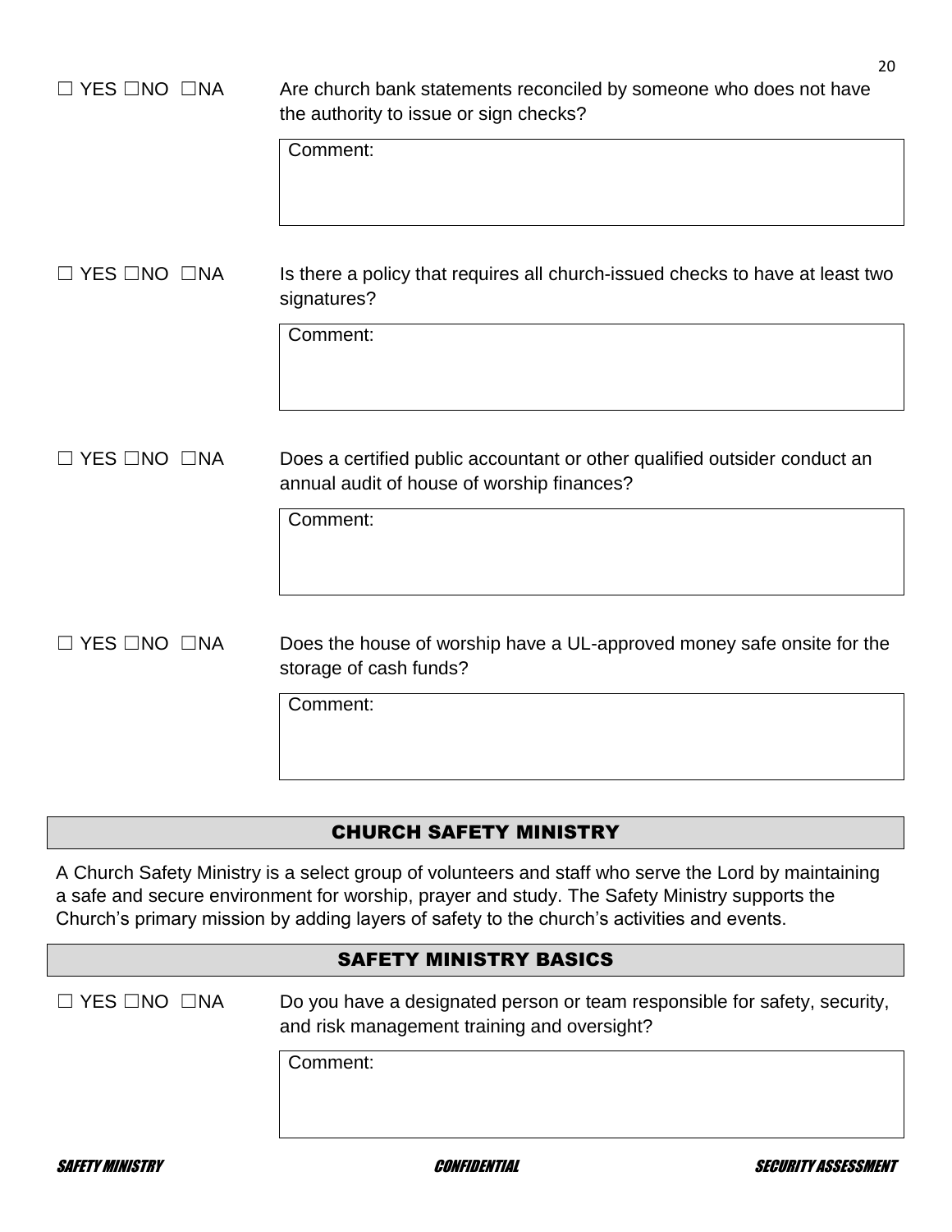☐ YES ☐NO ☐NA Are church bank statements reconciled by someone who does not have the authority to issue or sign checks?

Comment:

☐ YES ☐NO ☐NA Is there a policy that requires all church-issued checks to have at least two signatures?

Comment:

☐ YES ☐NO ☐NA Does a certified public accountant or other qualified outsider conduct an annual audit of house of worship finances?

Comment:

☐ YES ☐NO ☐NA Does the house of worship have a UL-approved money safe onsite for the storage of cash funds?

Comment:

## CHURCH SAFETY MINISTRY

A Church Safety Ministry is a select group of volunteers and staff who serve the Lord by maintaining a safe and secure environment for worship, prayer and study. The Safety Ministry supports the Church's primary mission by adding layers of safety to the church's activities and events.

### SAFETY MINISTRY BASICS

☐ YES ☐NO ☐NA Do you have a designated person or team responsible for safety, security, and risk management training and oversight?

Comment: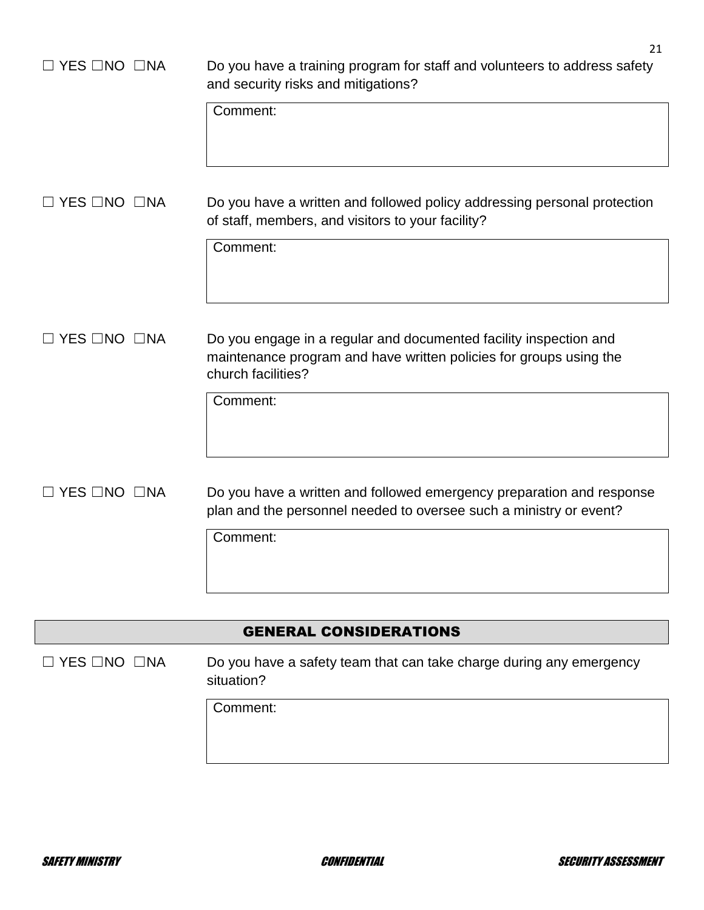☐ YES ☐NO ☐NA Do you have a training program for staff and volunteers to address safety and security risks and mitigations?

Comment:

☐ YES ☐NO ☐NA Do you have a written and followed policy addressing personal protection of staff, members, and visitors to your facility?

Comment:

☐ YES ☐NO ☐NA Do you engage in a regular and documented facility inspection and maintenance program and have written policies for groups using the church facilities?

Comment:

☐ YES ☐NO ☐NA Do you have a written and followed emergency preparation and response plan and the personnel needed to oversee such a ministry or event?

Comment:

## GENERAL CONSIDERATIONS

☐ YES ☐NO ☐NA Do you have a safety team that can take charge during any emergency situation?

Comment: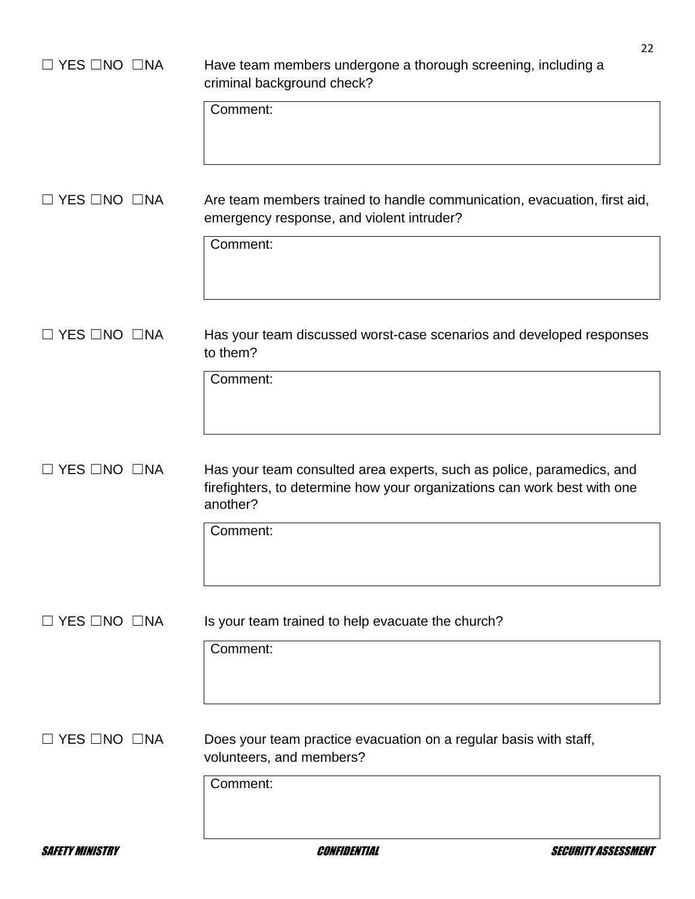☐ YES ☐NO ☐NA Have team members undergone a thorough screening, including a criminal background check?

Comment:

☐ YES ☐NO ☐NA Are team members trained to handle communication, evacuation, first aid, emergency response, and violent intruder?

Comment:

☐ YES ☐NO ☐NA Has your team discussed worst-case scenarios and developed responses to them?

Comment:

☐ YES ☐NO ☐NA Has your team consulted area experts, such as police, paramedics, and firefighters, to determine how your organizations can work best with one another?

Comment:

☐ YES ☐NO ☐NA Is your team trained to help evacuate the church?

Comment:

☐ YES ☐NO ☐NA Does your team practice evacuation on a regular basis with staff, volunteers, and members?

Comment: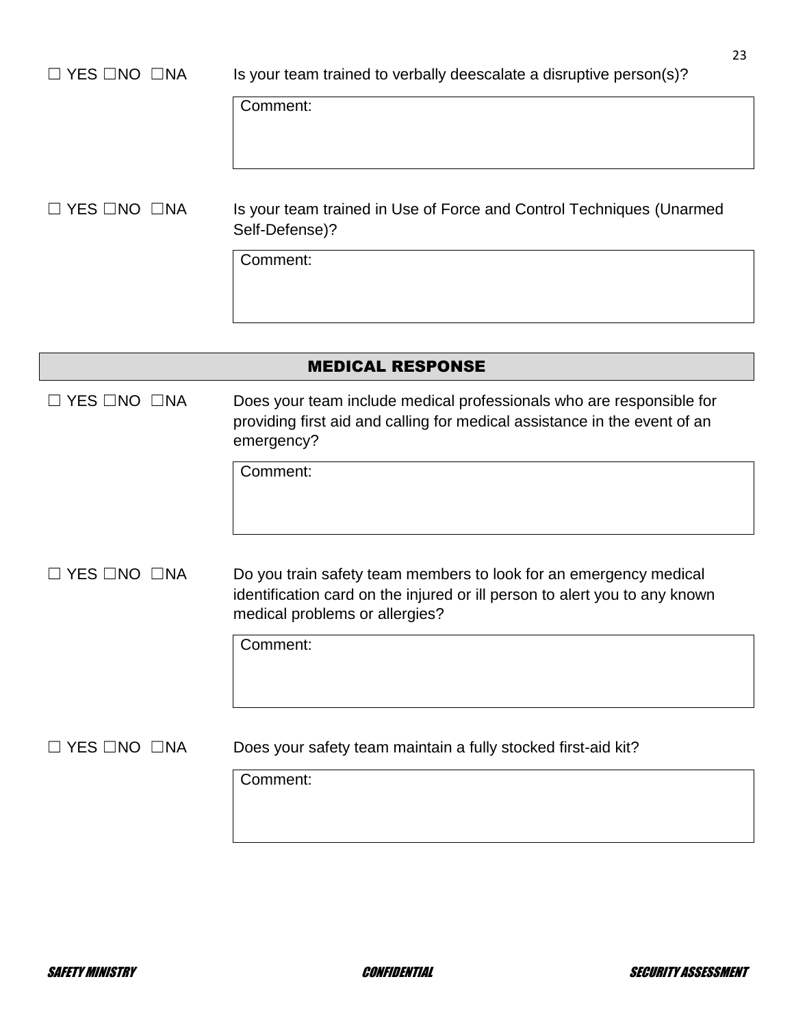☐ YES ☐NO ☐NA Is your team trained to verbally deescalate a disruptive person(s)?

Comment:

☐ YES ☐NO ☐NA Is your team trained in Use of Force and Control Techniques (Unarmed Self-Defense)?

Comment:

## MEDICAL RESPONSE

☐ YES ☐NO ☐NA Does your team include medical professionals who are responsible for providing first aid and calling for medical assistance in the event of an emergency?

Comment:

☐ YES ☐NO ☐NA Do you train safety team members to look for an emergency medical identification card on the injured or ill person to alert you to any known medical problems or allergies?

Comment:

☐ YES ☐NO ☐NA Does your safety team maintain a fully stocked first-aid kit?

Comment: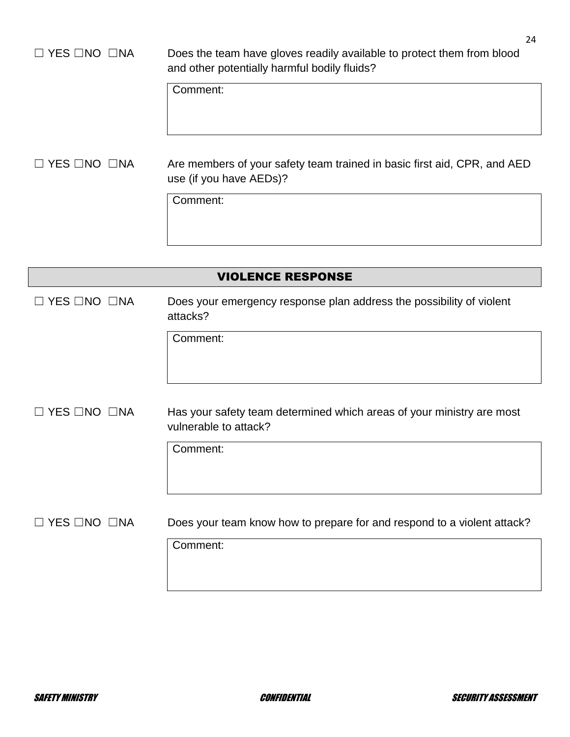☐ YES ☐NO ☐NA Does the team have gloves readily available to protect them from blood and other potentially harmful bodily fluids?

Comment:

☐ YES ☐NO ☐NA Are members of your safety team trained in basic first aid, CPR, and AED use (if you have AEDs)?

Comment:

## VIOLENCE RESPONSE

☐ YES ☐NO ☐NA Does your emergency response plan address the possibility of violent attacks?

Comment:

☐ YES ☐NO ☐NA Has your safety team determined which areas of your ministry are most vulnerable to attack?

Comment:

☐ YES ☐NO ☐NA Does your team know how to prepare for and respond to a violent attack?

Comment: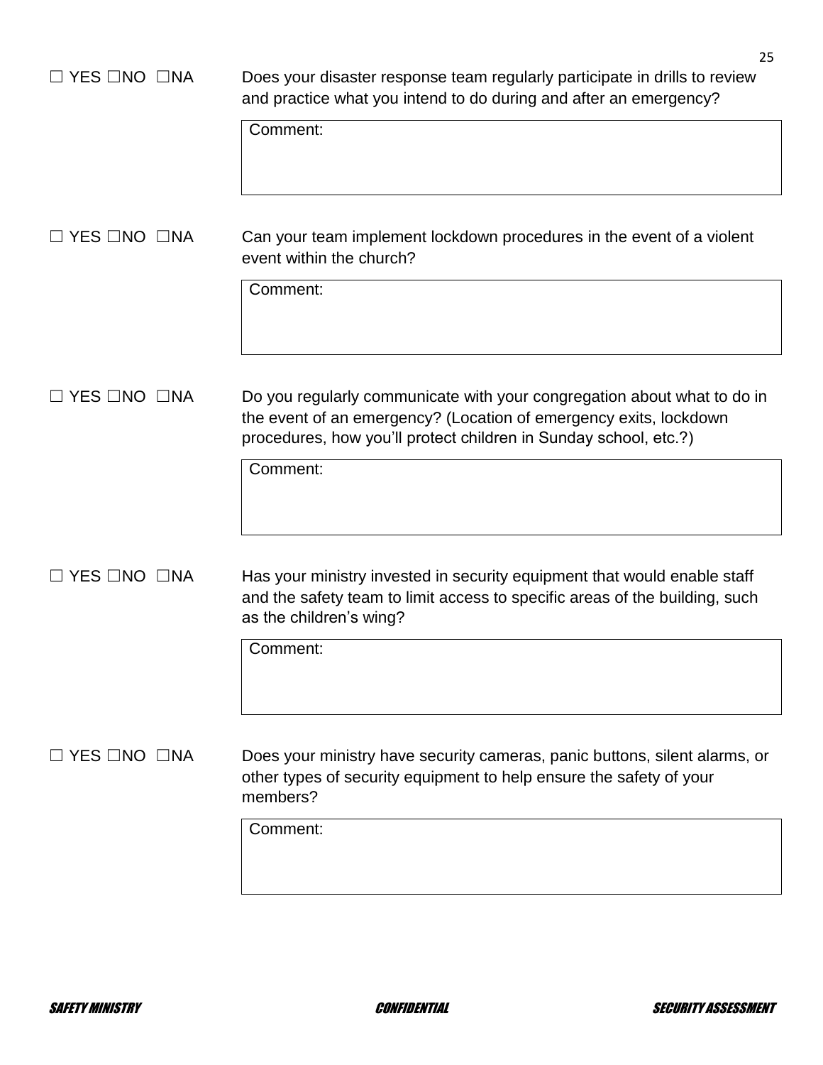☐ YES ☐NO ☐NA Does your disaster response team regularly participate in drills to review and practice what you intend to do during and after an emergency?

Comment:

☐ YES ☐NO ☐NA Can your team implement lockdown procedures in the event of a violent event within the church?

Comment:

☐ YES ☐NO ☐NA Do you regularly communicate with your congregation about what to do in the event of an emergency? (Location of emergency exits, lockdown procedures, how you'll protect children in Sunday school, etc.?)

Comment:

☐ YES ☐NO ☐NA Has your ministry invested in security equipment that would enable staff and the safety team to limit access to specific areas of the building, such as the children's wing?

Comment:

☐ YES ☐NO ☐NA Does your ministry have security cameras, panic buttons, silent alarms, or other types of security equipment to help ensure the safety of your members?

Comment: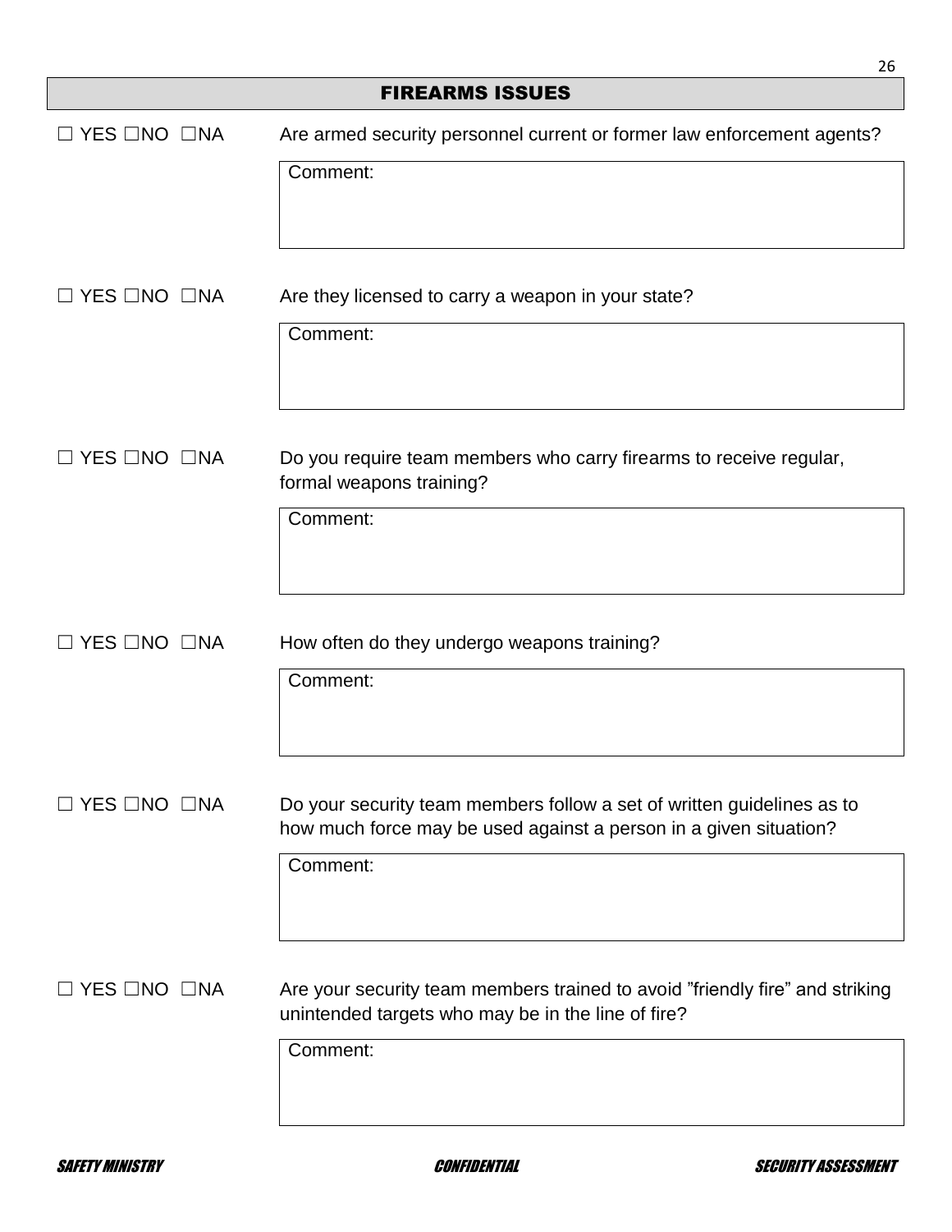## FIREARMS ISSUES

☐ YES ☐NO ☐NA Are armed security personnel current or former law enforcement agents?

Comment:

☐ YES ☐NO ☐NA Are they licensed to carry a weapon in your state?

Comment:

☐ YES ☐NO ☐NA Do you require team members who carry firearms to receive regular, formal weapons training?

Comment:

☐ YES ☐NO ☐NA How often do they undergo weapons training?

Comment:

☐ YES ☐NO ☐NA Do your security team members follow a set of written guidelines as to how much force may be used against a person in a given situation?

Comment:

☐ YES ☐NO ☐NA Are your security team members trained to avoid "friendly fire" and striking unintended targets who may be in the line of fire?

Comment: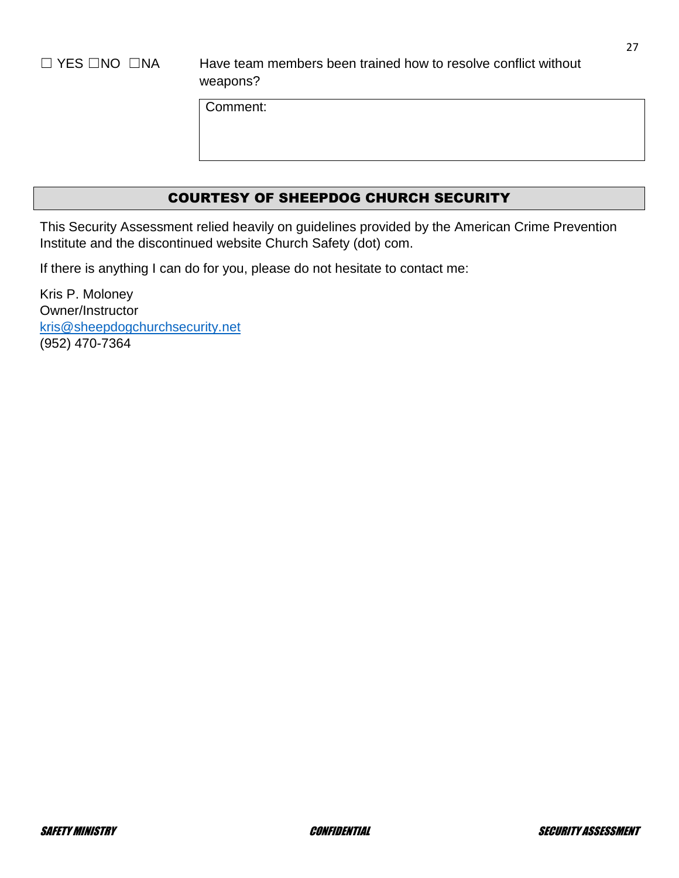☐ YES ☐NO ☐NA Have team members been trained how to resolve conflict without weapons?

Comment:

## COURTESY OF SHEEPDOG CHURCH SECURITY

This Security Assessment relied heavily on guidelines provided by the American Crime Prevention Institute and the discontinued website Church Safety (dot) com.

If there is anything I can do for you, please do not hesitate to contact me:

Kris P. Moloney
Owner/Instructor
kris@sheepdogchurchsecurity.net
(952) 470-7364